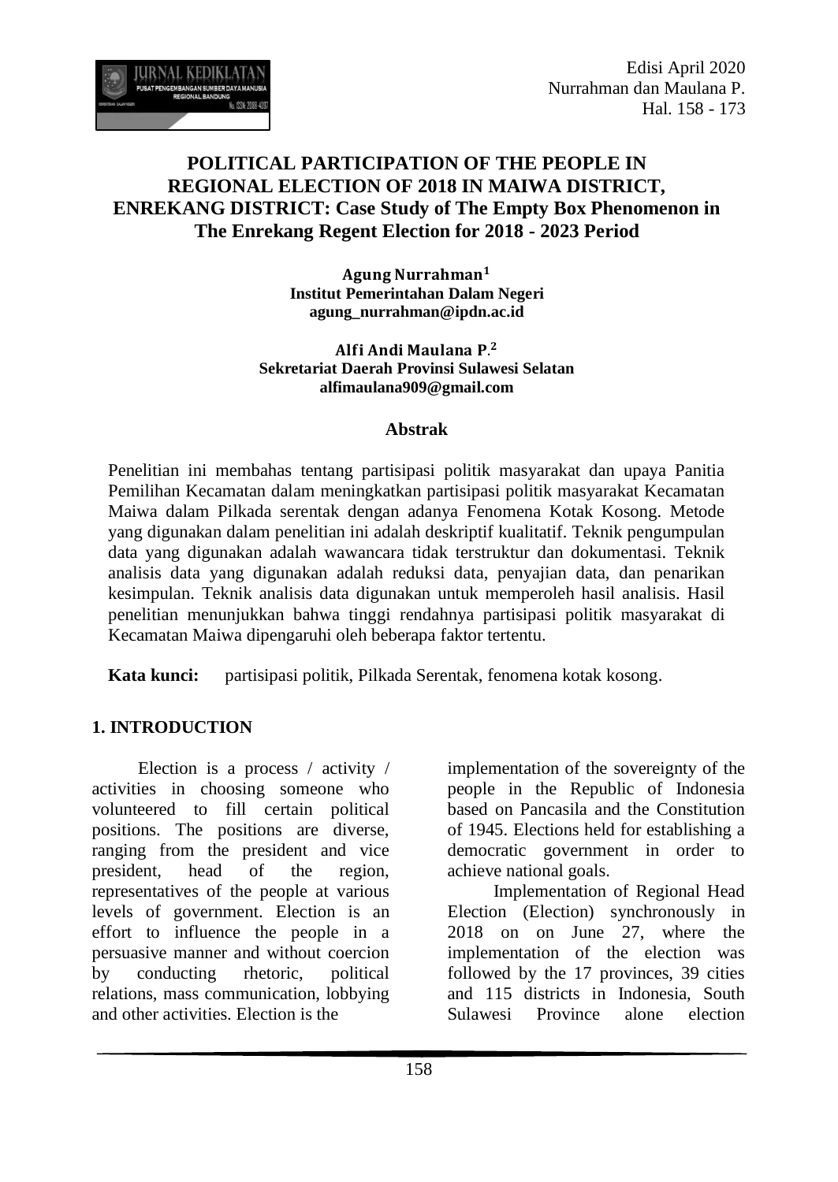# POLITICAL PARTICIPATION OF THE PEOPLE IN REGIONAL ELECTION OF 2018 IN MAIWA DISTRICT, ENREKANG DISTRICT: Case Study of The Empty Box Phenomenon in The Enrekang Regent Election for 2018 - 2023 Period

**Agung Nurrahman**[1]
**Institut Pemerintahan Dalam Negeri**
**agung_nurrahman@ipdn.ac.id**

**Alfi Andi Maulana P.**[2]
**Sekretariat Daerah Provinsi Sulawesi Selatan**
**alfimaulana909@gmail.com**

## Abstrak

Penelitian ini membahas tentang partisipasi politik masyarakat dan upaya Panitia Pemilihan Kecamatan dalam meningkatkan partisipasi politik masyarakat Kecamatan Maiwa dalam Pilkada serentak dengan adanya Fenomena Kotak Kosong. Metode yang digunakan dalam penelitian ini adalah deskriptif kualitatif. Teknik pengumpulan data yang digunakan adalah wawancara tidak terstruktur dan dokumentasi. Teknik analisis data yang digunakan adalah reduksi data, penyajian data, dan penarikan kesimpulan. Teknik analisis data digunakan untuk memperoleh hasil analisis. Hasil penelitian menunjukkan bahwa tinggi rendahnya partisipasi politik masyarakat di Kecamatan Maiwa dipengaruhi oleh beberapa faktor tertentu.

**Kata kunci:** partisipasi politik, Pilkada Serentak, fenomena kotak kosong.

## 1. INTRODUCTION

Election is a process / activity / activities in choosing someone who volunteered to fill certain political positions. The positions are diverse, ranging from the president and vice president, head of the region, representatives of the people at various levels of government. Election is an effort to influence the people in a persuasive manner and without coercion by conducting rhetoric, political relations, mass communication, lobbying and other activities. Election is the implementation of the sovereignty of the people in the Republic of Indonesia based on Pancasila and the Constitution of 1945. Elections held for establishing a democratic government in order to achieve national goals.

Implementation of Regional Head Election (Election) synchronously in 2018 on on June 27, where the implementation of the election was followed by the 17 provinces, 39 cities and 115 districts in Indonesia, South Sulawesi Province alone election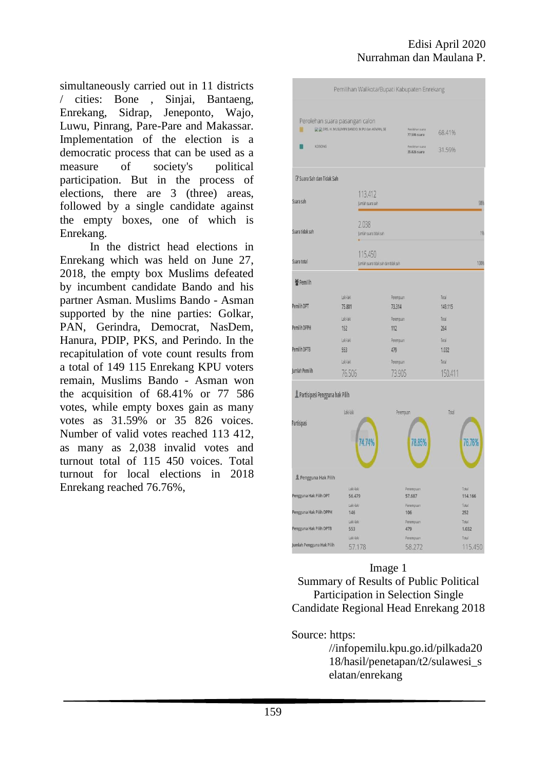simultaneously carried out in 11 districts / cities: Bone , Sinjai, Bantaeng, Enrekang, Sidrap, Jeneponto, Wajo, Luwu, Pinrang, Pare-Pare and Makassar. Implementation of the election is a democratic process that can be used as a measure of society's political participation. But in the process of elections, there are 3 (three) areas, followed by a single candidate against the empty boxes, one of which is Enrekang.

In the district head elections in Enrekang which was held on June 27, 2018, the empty box Muslims defeated by incumbent candidate Bando and his partner Asman. Muslims Bando - Asman supported by the nine parties: Golkar, PAN, Gerindra, Democrat, NasDem, Hanura, PDIP, PKS, and Perindo. In the recapitulation of vote count results from a total of 149 115 Enrekang KPU voters remain, Muslims Bando - Asman won the acquisition of 68.41% or 77 586 votes, while empty boxes gain as many votes as 31.59% or 35 826 voices. Number of valid votes reached 113 412, as many as 2,038 invalid votes and turnout total of 115 450 voices. Total turnout for local elections in 2018 Enrekang reached 76.76%,

Pemilihan Walikota/Bupati Kabupaten Enrekang

Perolehan suara pasangan calon

| Pasangan calon | Perolehan suara | % |
|---|---|---|
| DRS. H. MUSLIMIN BANDO, M.Pd dan ASMAN, SE | 77.586 suara | 68.41% |
| KOSONG | 35.826 suara | 31.59% |

Suara Sah dan Tidak Sah

| | Jumlah | % |
|---|---|---|
| Suara sah | 113.412 | 98% |
| Suara tidak sah | 2.038 | 1% |
| Suara total | 115.450 | 100% |

Pemilih

| | Laki-laki | Perempuan | Total |
|---|---|---|---|
| Pemilih DPT | 75.801 | 73.314 | 149.115 |
| Pemilih DPPH | 152 | 112 | 264 |
| Pemilih DPTB | 553 | 479 | 1.032 |
| Jumlah Pemilih | 76.506 | 73.905 | 150.411 |

Partisipasi Pengguna hak Pilih

| | Laki-laki | Perempuan | Total |
|---|---|---|---|
| Partisipasi | 74.74% | 78.85% | 76.76% |

Pengguna Hak Pilih

| | Laki-laki | Perempuan | Total |
|---|---|---|---|
| Pengguna Hak Pilih DPT | 56.479 | 57.687 | 114.166 |
| Pengguna Hak Pilih DPPH | 146 | 106 | 252 |
| Pengguna Hak Pilih DPTB | 553 | 479 | 1.032 |
| Jumlah Pengguna Hak Pilih | 57.178 | 58.272 | 115.450 |

Image 1
Summary of Results of Public Political Participation in Selection Single Candidate Regional Head Enrekang 2018

Source: https://infopemilu.kpu.go.id/pilkada2018/hasil/penetapan/t2/sulawesi_selatan/enrekang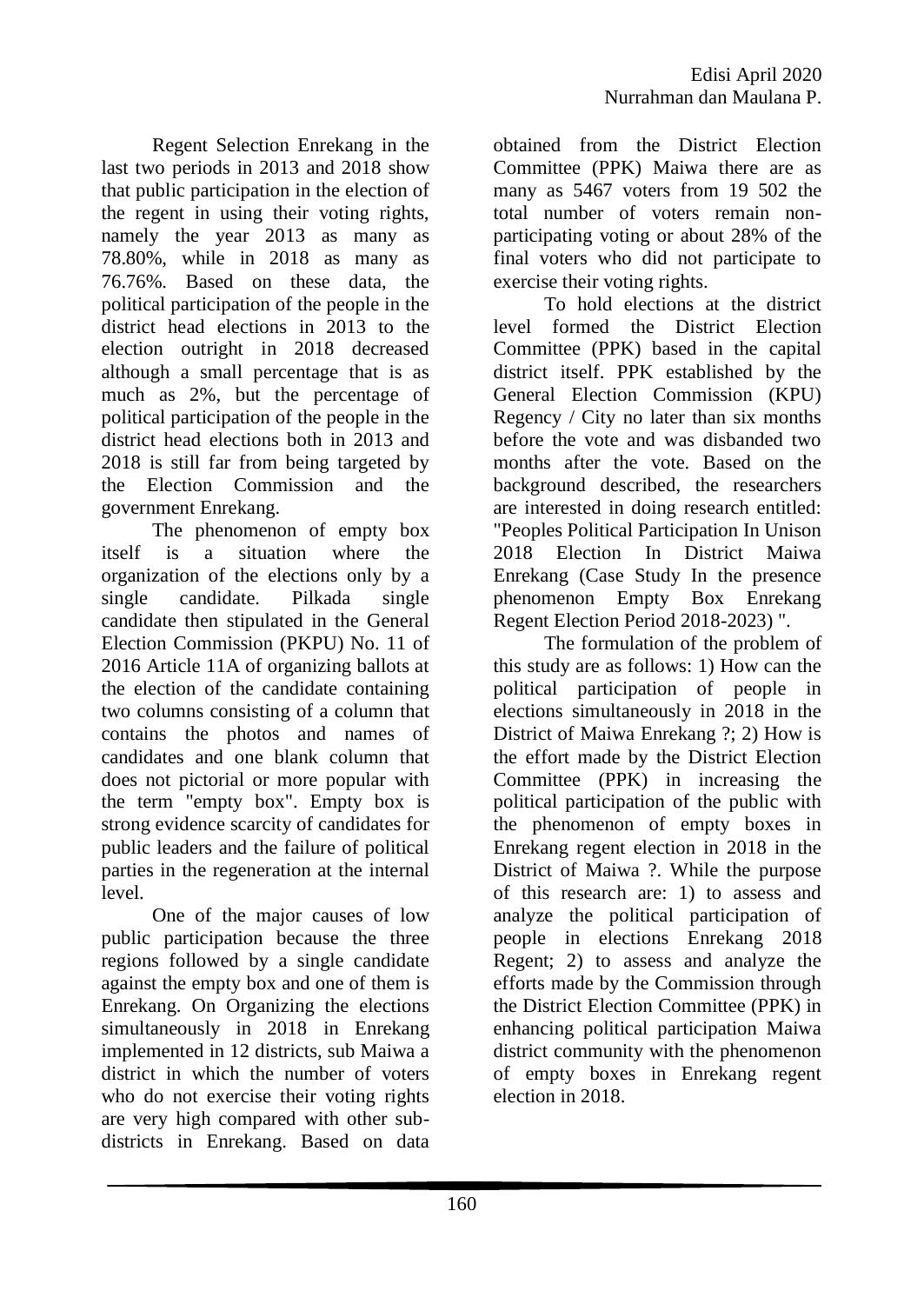Regent Selection Enrekang in the last two periods in 2013 and 2018 show that public participation in the election of the regent in using their voting rights, namely the year 2013 as many as 78.80%, while in 2018 as many as 76.76%. Based on these data, the political participation of the people in the district head elections in 2013 to the election outright in 2018 decreased although a small percentage that is as much as 2%, but the percentage of political participation of the people in the district head elections both in 2013 and 2018 is still far from being targeted by the Election Commission and the government Enrekang.

The phenomenon of empty box itself is a situation where the organization of the elections only by a single candidate. Pilkada single candidate then stipulated in the General Election Commission (PKPU) No. 11 of 2016 Article 11A of organizing ballots at the election of the candidate containing two columns consisting of a column that contains the photos and names of candidates and one blank column that does not pictorial or more popular with the term "empty box". Empty box is strong evidence scarcity of candidates for public leaders and the failure of political parties in the regeneration at the internal level.

One of the major causes of low public participation because the three regions followed by a single candidate against the empty box and one of them is Enrekang. On Organizing the elections simultaneously in 2018 in Enrekang implemented in 12 districts, sub Maiwa a district in which the number of voters who do not exercise their voting rights are very high compared with other sub-districts in Enrekang. Based on data obtained from the District Election Committee (PPK) Maiwa there are as many as 5467 voters from 19 502 the total number of voters remain non-participating voting or about 28% of the final voters who did not participate to exercise their voting rights.

To hold elections at the district level formed the District Election Committee (PPK) based in the capital district itself. PPK established by the General Election Commission (KPU) Regency / City no later than six months before the vote and was disbanded two months after the vote. Based on the background described, the researchers are interested in doing research entitled: "Peoples Political Participation In Unison 2018 Election In District Maiwa Enrekang (Case Study In the presence phenomenon Empty Box Enrekang Regent Election Period 2018-2023) ".

The formulation of the problem of this study are as follows: 1) How can the political participation of people in elections simultaneously in 2018 in the District of Maiwa Enrekang ?; 2) How is the effort made by the District Election Committee (PPK) in increasing the political participation of the public with the phenomenon of empty boxes in Enrekang regent election in 2018 in the District of Maiwa ?. While the purpose of this research are: 1) to assess and analyze the political participation of people in elections Enrekang 2018 Regent; 2) to assess and analyze the efforts made by the Commission through the District Election Committee (PPK) in enhancing political participation Maiwa district community with the phenomenon of empty boxes in Enrekang regent election in 2018.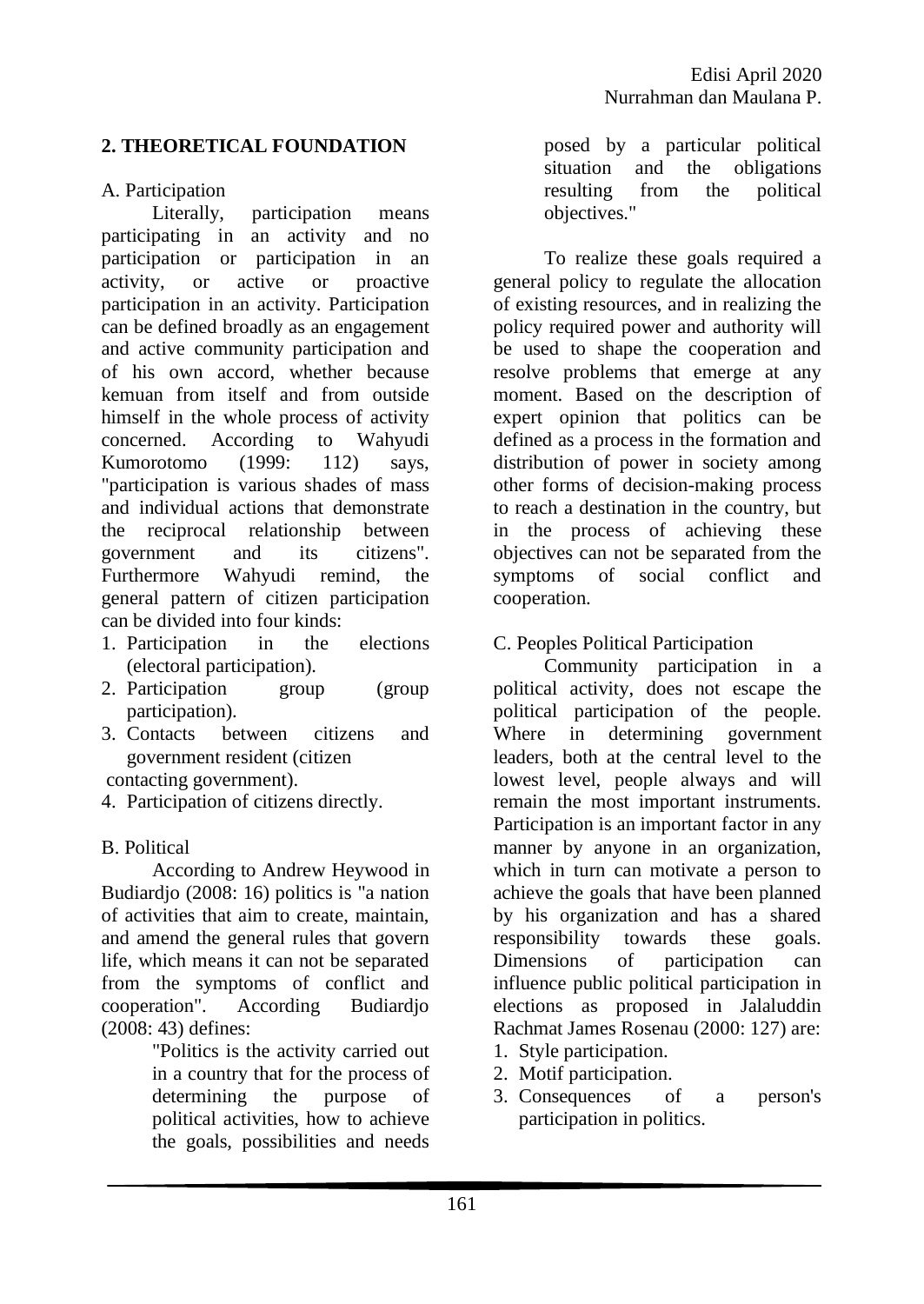## 2. THEORETICAL FOUNDATION

A. Participation

Literally, participation means participating in an activity and no participation or participation in an activity, or active or proactive participation in an activity. Participation can be defined broadly as an engagement and active community participation and of his own accord, whether because kemuan from itself and from outside himself in the whole process of activity concerned. According to Wahyudi Kumorotomo (1999: 112) says, "participation is various shades of mass and individual actions that demonstrate the reciprocal relationship between government and its citizens". Furthermore Wahyudi remind, the general pattern of citizen participation can be divided into four kinds:

1. Participation in the elections (electoral participation).
2. Participation group (group participation).
3. Contacts between citizens and government resident (citizen contacting government).
4. Participation of citizens directly.

B. Political

According to Andrew Heywood in Budiardjo (2008: 16) politics is "a nation of activities that aim to create, maintain, and amend the general rules that govern life, which means it can not be separated from the symptoms of conflict and cooperation". According Budiardjo (2008: 43) defines:

> "Politics is the activity carried out in a country that for the process of determining the purpose of political activities, how to achieve the goals, possibilities and needs posed by a particular political situation and the obligations resulting from the political objectives."

To realize these goals required a general policy to regulate the allocation of existing resources, and in realizing the policy required power and authority will be used to shape the cooperation and resolve problems that emerge at any moment. Based on the description of expert opinion that politics can be defined as a process in the formation and distribution of power in society among other forms of decision-making process to reach a destination in the country, but in the process of achieving these objectives can not be separated from the symptoms of social conflict and cooperation.

C. Peoples Political Participation

Community participation in a political activity, does not escape the political participation of the people. Where in determining government leaders, both at the central level to the lowest level, people always and will remain the most important instruments. Participation is an important factor in any manner by anyone in an organization, which in turn can motivate a person to achieve the goals that have been planned by his organization and has a shared responsibility towards these goals. Dimensions of participation can influence public political participation in elections as proposed in Jalaluddin Rachmat James Rosenau (2000: 127) are:

1. Style participation.
2. Motif participation.
3. Consequences of a person's participation in politics.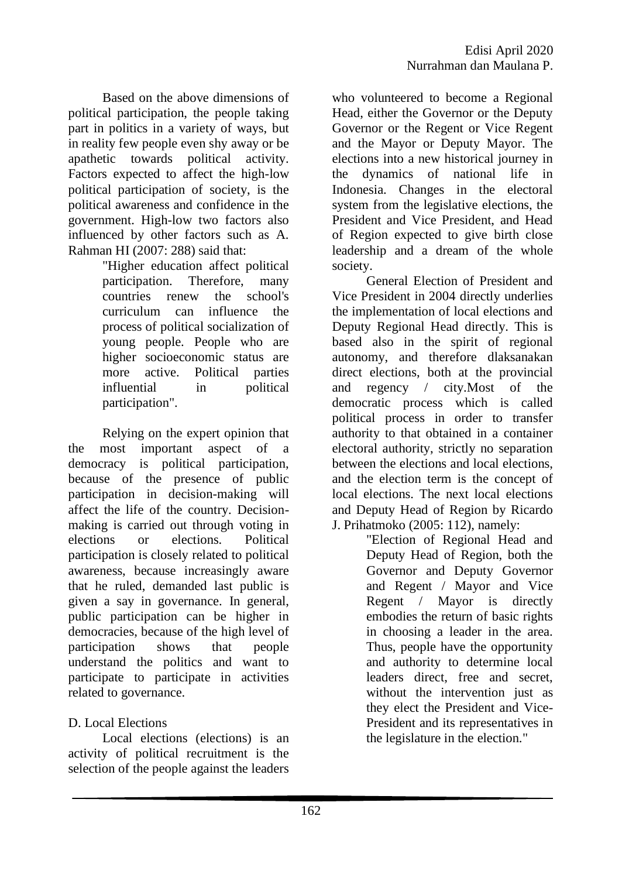Based on the above dimensions of political participation, the people taking part in politics in a variety of ways, but in reality few people even shy away or be apathetic towards political activity. Factors expected to affect the high-low political participation of society, is the political awareness and confidence in the government. High-low two factors also influenced by other factors such as A. Rahman HI (2007: 288) said that:

> "Higher education affect political participation. Therefore, many countries renew the school's curriculum can influence the process of political socialization of young people. People who are higher socioeconomic status are more active. Political parties influential in political participation".

Relying on the expert opinion that the most important aspect of a democracy is political participation, because of the presence of public participation in decision-making will affect the life of the country. Decision-making is carried out through voting in elections or elections. Political participation is closely related to political awareness, because increasingly aware that he ruled, demanded last public is given a say in governance. In general, public participation can be higher in democracies, because of the high level of participation shows that people understand the politics and want to participate to participate in activities related to governance.

## D. Local Elections

Local elections (elections) is an activity of political recruitment is the selection of the people against the leaders who volunteered to become a Regional Head, either the Governor or the Deputy Governor or the Regent or Vice Regent and the Mayor or Deputy Mayor. The elections into a new historical journey in the dynamics of national life in Indonesia. Changes in the electoral system from the legislative elections, the President and Vice President, and Head of Region expected to give birth close leadership and a dream of the whole society.

General Election of President and Vice President in 2004 directly underlies the implementation of local elections and Deputy Regional Head directly. This is based also in the spirit of regional autonomy, and therefore dlaksanakan direct elections, both at the provincial and regency / city.Most of the democratic process which is called political process in order to transfer authority to that obtained in a container electoral authority, strictly no separation between the elections and local elections, and the election term is the concept of local elections. The next local elections and Deputy Head of Region by Ricardo J. Prihatmoko (2005: 112), namely:

> "Election of Regional Head and Deputy Head of Region, both the Governor and Deputy Governor and Regent / Mayor and Vice Regent / Mayor is directly embodies the return of basic rights in choosing a leader in the area. Thus, people have the opportunity and authority to determine local leaders direct, free and secret, without the intervention just as they elect the President and Vice-President and its representatives in the legislature in the election."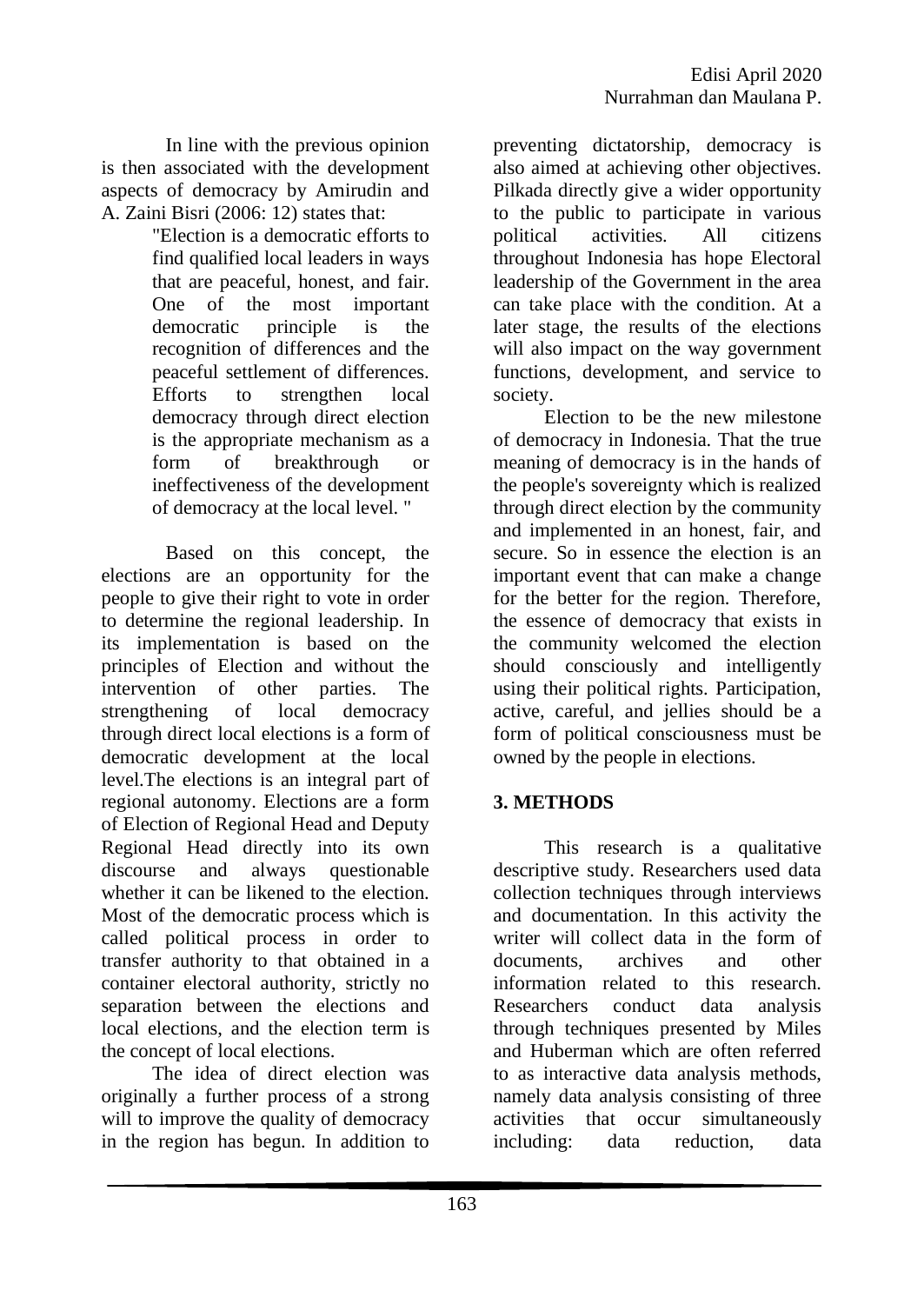In line with the previous opinion is then associated with the development aspects of democracy by Amirudin and A. Zaini Bisri (2006: 12) states that:

> "Election is a democratic efforts to find qualified local leaders in ways that are peaceful, honest, and fair. One of the most important democratic principle is the recognition of differences and the peaceful settlement of differences. Efforts to strengthen local democracy through direct election is the appropriate mechanism as a form of breakthrough or ineffectiveness of the development of democracy at the local level. "

Based on this concept, the elections are an opportunity for the people to give their right to vote in order to determine the regional leadership. In its implementation is based on the principles of Election and without the intervention of other parties. The strengthening of local democracy through direct local elections is a form of democratic development at the local level.The elections is an integral part of regional autonomy. Elections are a form of Election of Regional Head and Deputy Regional Head directly into its own discourse and always questionable whether it can be likened to the election. Most of the democratic process which is called political process in order to transfer authority to that obtained in a container electoral authority, strictly no separation between the elections and local elections, and the election term is the concept of local elections.

The idea of direct election was originally a further process of a strong will to improve the quality of democracy in the region has begun. In addition to preventing dictatorship, democracy is also aimed at achieving other objectives. Pilkada directly give a wider opportunity to the public to participate in various political activities. All citizens throughout Indonesia has hope Electoral leadership of the Government in the area can take place with the condition. At a later stage, the results of the elections will also impact on the way government functions, development, and service to society.

Election to be the new milestone of democracy in Indonesia. That the true meaning of democracy is in the hands of the people's sovereignty which is realized through direct election by the community and implemented in an honest, fair, and secure. So in essence the election is an important event that can make a change for the better for the region. Therefore, the essence of democracy that exists in the community welcomed the election should consciously and intelligently using their political rights. Participation, active, careful, and jellies should be a form of political consciousness must be owned by the people in elections.

## 3. METHODS

This research is a qualitative descriptive study. Researchers used data collection techniques through interviews and documentation. In this activity the writer will collect data in the form of documents, archives and other information related to this research. Researchers conduct data analysis through techniques presented by Miles and Huberman which are often referred to as interactive data analysis methods, namely data analysis consisting of three activities that occur simultaneously including: data reduction, data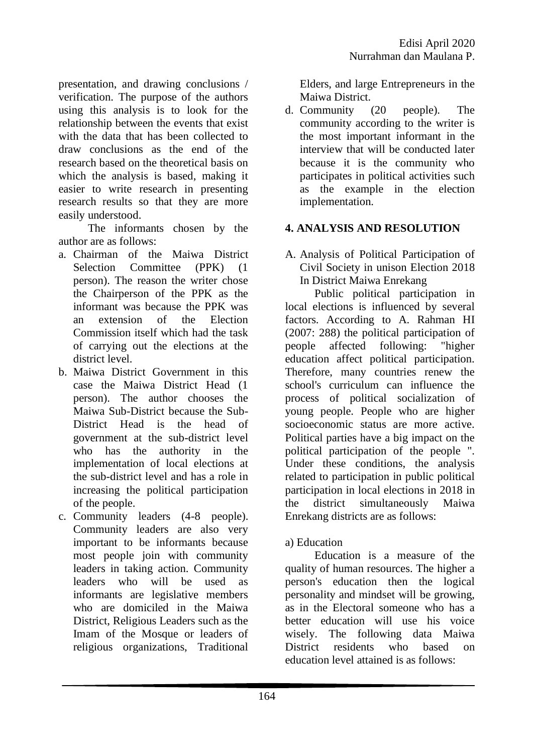presentation, and drawing conclusions / verification. The purpose of the authors using this analysis is to look for the relationship between the events that exist with the data that has been collected to draw conclusions as the end of the research based on the theoretical basis on which the analysis is based, making it easier to write research in presenting research results so that they are more easily understood.

The informants chosen by the author are as follows:

a. Chairman of the Maiwa District Selection Committee (PPK) (1 person). The reason the writer chose the Chairperson of the PPK as the informant was because the PPK was an extension of the Election Commission itself which had the task of carrying out the elections at the district level.
b. Maiwa District Government in this case the Maiwa District Head (1 person). The author chooses the Maiwa Sub-District because the Sub-District Head is the head of government at the sub-district level who has the authority in the implementation of local elections at the sub-district level and has a role in increasing the political participation of the people.
c. Community leaders (4-8 people). Community leaders are also very important to be informants because most people join with community leaders in taking action. Community leaders who will be used as informants are legislative members who are domiciled in the Maiwa District, Religious Leaders such as the Imam of the Mosque or leaders of religious organizations, Traditional Elders, and large Entrepreneurs in the Maiwa District.
d. Community (20 people). The community according to the writer is the most important informant in the interview that will be conducted later because it is the community who participates in political activities such as the example in the election implementation.

## 4. ANALYSIS AND RESOLUTION

A. Analysis of Political Participation of Civil Society in unison Election 2018 In District Maiwa Enrekang

Public political participation in local elections is influenced by several factors. According to A. Rahman HI (2007: 288) the political participation of people affected following: "higher education affect political participation. Therefore, many countries renew the school's curriculum can influence the process of political socialization of young people. People who are higher socioeconomic status are more active. Political parties have a big impact on the political participation of the people ". Under these conditions, the analysis related to participation in public political participation in local elections in 2018 in the district simultaneously Maiwa Enrekang districts are as follows:

a) Education

Education is a measure of the quality of human resources. The higher a person's education then the logical personality and mindset will be growing, as in the Electoral someone who has a better education will use his voice wisely. The following data Maiwa District residents who based on education level attained is as follows: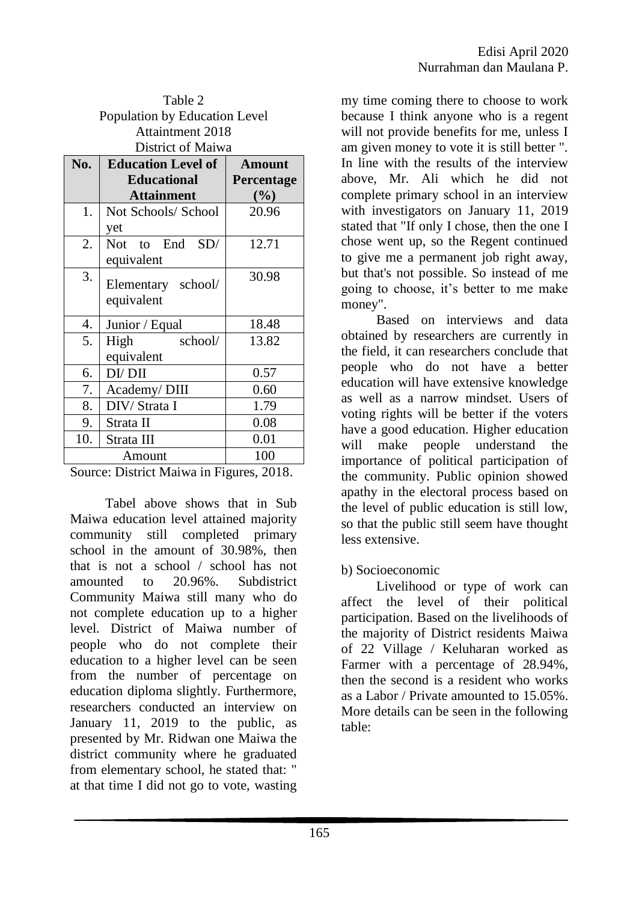Table 2
Population by Education Level Attainment 2018
District of Maiwa

| No. | Education Level of Educational Attainment | Amount Percentage (%) |
|---|---|---|
| 1. | Not Schools/ School yet | 20.96 |
| 2. | Not to End SD/ equivalent | 12.71 |
| 3. | Elementary school/ equivalent | 30.98 |
| 4. | Junior / Equal | 18.48 |
| 5. | High school/ equivalent | 13.82 |
| 6. | DI/ DII | 0.57 |
| 7. | Academy/ DIII | 0.60 |
| 8. | DIV/ Strata I | 1.79 |
| 9. | Strata II | 0.08 |
| 10. | Strata III | 0.01 |
| Amount | | 100 |

Source: District Maiwa in Figures, 2018.

Tabel above shows that in Sub Maiwa education level attained majority community still completed primary school in the amount of 30.98%, then that is not a school / school has not amounted to 20.96%. Subdistrict Community Maiwa still many who do not complete education up to a higher level. District of Maiwa number of people who do not complete their education to a higher level can be seen from the number of percentage on education diploma slightly. Furthermore, researchers conducted an interview on January 11, 2019 to the public, as presented by Mr. Ridwan one Maiwa the district community where he graduated from elementary school, he stated that: " at that time I did not go to vote, wasting my time coming there to choose to work because I think anyone who is a regent will not provide benefits for me, unless I am given money to vote it is still better ". In line with the results of the interview above, Mr. Ali which he did not complete primary school in an interview with investigators on January 11, 2019 stated that "If only I chose, then the one I chose went up, so the Regent continued to give me a permanent job right away, but that's not possible. So instead of me going to choose, it's better to me make money".

Based on interviews and data obtained by researchers are currently in the field, it can researchers conclude that people who do not have a better education will have extensive knowledge as well as a narrow mindset. Users of voting rights will be better if the voters have a good education. Higher education will make people understand the importance of political participation of the community. Public opinion showed apathy in the electoral process based on the level of public education is still low, so that the public still seem have thought less extensive.

b) Socioeconomic

Livelihood or type of work can affect the level of their political participation. Based on the livelihoods of the majority of District residents Maiwa of 22 Village / Keluharan worked as Farmer with a percentage of 28.94%, then the second is a resident who works as a Labor / Private amounted to 15.05%. More details can be seen in the following table: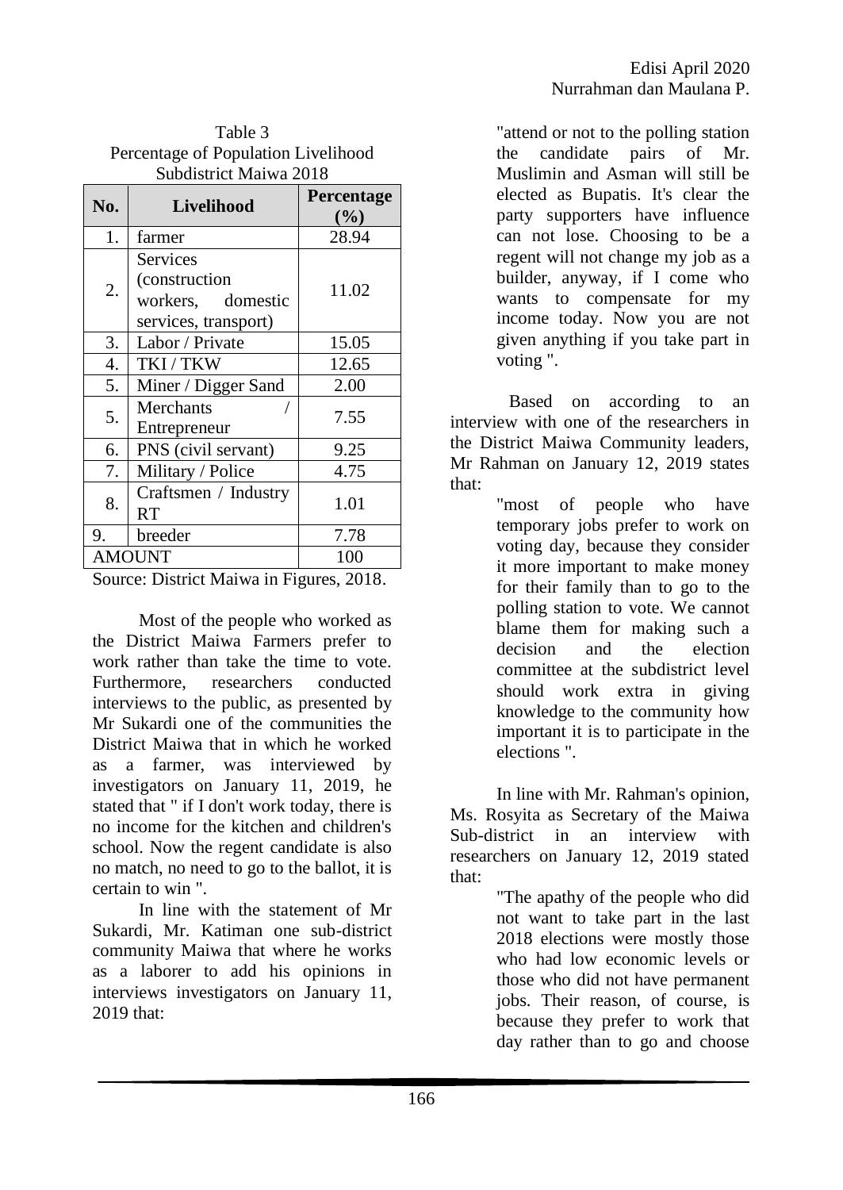Table 3
Percentage of Population Livelihood
Subdistrict Maiwa 2018

| No. | Livelihood | Percentage (%) |
|---|---|---|
| 1. | farmer | 28.94 |
| 2. | Services (construction workers, domestic services, transport) | 11.02 |
| 3. | Labor / Private | 15.05 |
| 4. | TKI / TKW | 12.65 |
| 5. | Miner / Digger Sand | 2.00 |
| 5. | Merchants / Entrepreneur | 7.55 |
| 6. | PNS (civil servant) | 9.25 |
| 7. | Military / Police | 4.75 |
| 8. | Craftsmen / Industry RT | 1.01 |
| 9. | breeder | 7.78 |
| AMOUNT | | 100 |

Source: District Maiwa in Figures, 2018.

Most of the people who worked as the District Maiwa Farmers prefer to work rather than take the time to vote. Furthermore, researchers conducted interviews to the public, as presented by Mr Sukardi one of the communities the District Maiwa that in which he worked as a farmer, was interviewed by investigators on January 11, 2019, he stated that " if I don't work today, there is no income for the kitchen and children's school. Now the regent candidate is also no match, no need to go to the ballot, it is certain to win ".

In line with the statement of Mr Sukardi, Mr. Katiman one sub-district community Maiwa that where he works as a laborer to add his opinions in interviews investigators on January 11, 2019 that:

> "attend or not to the polling station the candidate pairs of Mr. Muslimin and Asman will still be elected as Bupatis. It's clear the party supporters have influence can not lose. Choosing to be a regent will not change my job as a builder, anyway, if I come who wants to compensate for my income today. Now you are not given anything if you take part in voting ".

Based on according to an interview with one of the researchers in the District Maiwa Community leaders, Mr Rahman on January 12, 2019 states that:

> "most of people who have temporary jobs prefer to work on voting day, because they consider it more important to make money for their family than to go to the polling station to vote. We cannot blame them for making such a decision and the election committee at the subdistrict level should work extra in giving knowledge to the community how important it is to participate in the elections ".

In line with Mr. Rahman's opinion, Ms. Rosyita as Secretary of the Maiwa Sub-district in an interview with researchers on January 12, 2019 stated that:

> "The apathy of the people who did not want to take part in the last 2018 elections were mostly those who had low economic levels or those who did not have permanent jobs. Their reason, of course, is because they prefer to work that day rather than to go and choose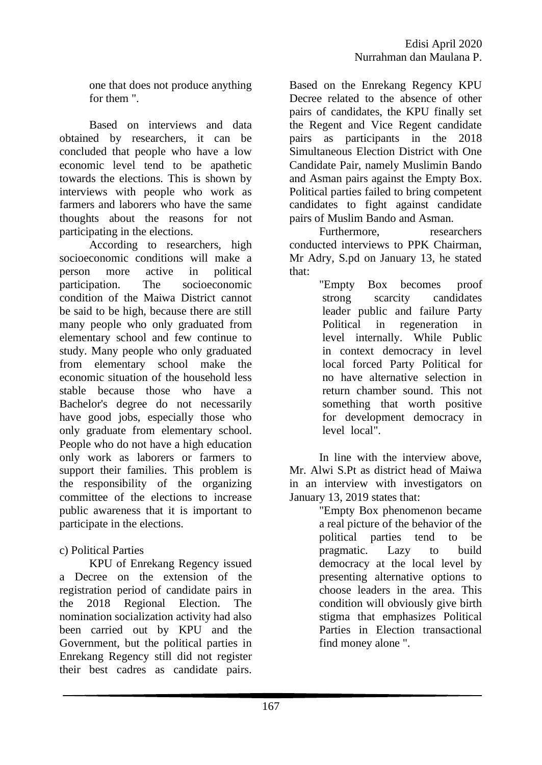one that does not produce anything for them ".

Based on interviews and data obtained by researchers, it can be concluded that people who have a low economic level tend to be apathetic towards the elections. This is shown by interviews with people who work as farmers and laborers who have the same thoughts about the reasons for not participating in the elections.

According to researchers, high socioeconomic conditions will make a person more active in political participation. The socioeconomic condition of the Maiwa District cannot be said to be high, because there are still many people who only graduated from elementary school and few continue to study. Many people who only graduated from elementary school make the economic situation of the household less stable because those who have a Bachelor's degree do not necessarily have good jobs, especially those who only graduate from elementary school. People who do not have a high education only work as laborers or farmers to support their families. This problem is the responsibility of the organizing committee of the elections to increase public awareness that it is important to participate in the elections.

c) Political Parties

KPU of Enrekang Regency issued a Decree on the extension of the registration period of candidate pairs in the 2018 Regional Election. The nomination socialization activity had also been carried out by KPU and the Government, but the political parties in Enrekang Regency still did not register their best cadres as candidate pairs. Based on the Enrekang Regency KPU Decree related to the absence of other pairs of candidates, the KPU finally set the Regent and Vice Regent candidate pairs as participants in the 2018 Simultaneous Election District with One Candidate Pair, namely Muslimin Bando and Asman pairs against the Empty Box. Political parties failed to bring competent candidates to fight against candidate pairs of Muslim Bando and Asman.

Furthermore, researchers conducted interviews to PPK Chairman, Mr Adry, S.pd on January 13, he stated that:

> "Empty Box becomes proof strong scarcity candidates leader public and failure Party Political in regeneration in level internally. While Public in context democracy in level local forced Party Political for no have alternative selection in return chamber sound. This not something that worth positive for development democracy in level local".

In line with the interview above, Mr. Alwi S.Pt as district head of Maiwa in an interview with investigators on January 13, 2019 states that:

> "Empty Box phenomenon became a real picture of the behavior of the political parties tend to be pragmatic. Lazy to build democracy at the local level by presenting alternative options to choose leaders in the area. This condition will obviously give birth stigma that emphasizes Political Parties in Election transactional find money alone ".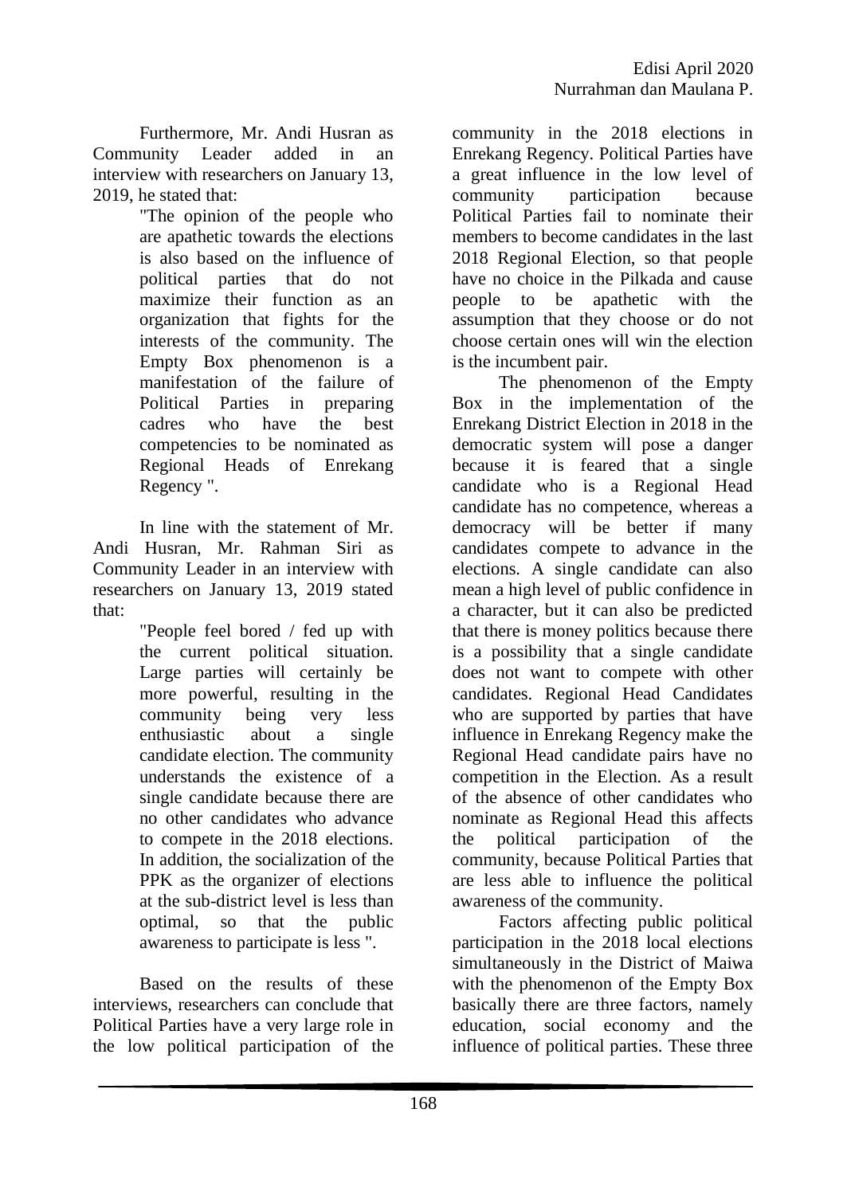Furthermore, Mr. Andi Husran as Community Leader added in an interview with researchers on January 13, 2019, he stated that:

> "The opinion of the people who are apathetic towards the elections is also based on the influence of political parties that do not maximize their function as an organization that fights for the interests of the community. The Empty Box phenomenon is a manifestation of the failure of Political Parties in preparing cadres who have the best competencies to be nominated as Regional Heads of Enrekang Regency ".

In line with the statement of Mr. Andi Husran, Mr. Rahman Siri as Community Leader in an interview with researchers on January 13, 2019 stated that:

> "People feel bored / fed up with the current political situation. Large parties will certainly be more powerful, resulting in the community being very less enthusiastic about a single candidate election. The community understands the existence of a single candidate because there are no other candidates who advance to compete in the 2018 elections. In addition, the socialization of the PPK as the organizer of elections at the sub-district level is less than optimal, so that the public awareness to participate is less ".

Based on the results of these interviews, researchers can conclude that Political Parties have a very large role in the low political participation of the community in the 2018 elections in Enrekang Regency. Political Parties have a great influence in the low level of community participation because Political Parties fail to nominate their members to become candidates in the last 2018 Regional Election, so that people have no choice in the Pilkada and cause people to be apathetic with the assumption that they choose or do not choose certain ones will win the election is the incumbent pair.

The phenomenon of the Empty Box in the implementation of the Enrekang District Election in 2018 in the democratic system will pose a danger because it is feared that a single candidate who is a Regional Head candidate has no competence, whereas a democracy will be better if many candidates compete to advance in the elections. A single candidate can also mean a high level of public confidence in a character, but it can also be predicted that there is money politics because there is a possibility that a single candidate does not want to compete with other candidates. Regional Head Candidates who are supported by parties that have influence in Enrekang Regency make the Regional Head candidate pairs have no competition in the Election. As a result of the absence of other candidates who nominate as Regional Head this affects the political participation of the community, because Political Parties that are less able to influence the political awareness of the community.

Factors affecting public political participation in the 2018 local elections simultaneously in the District of Maiwa with the phenomenon of the Empty Box basically there are three factors, namely education, social economy and the influence of political parties. These three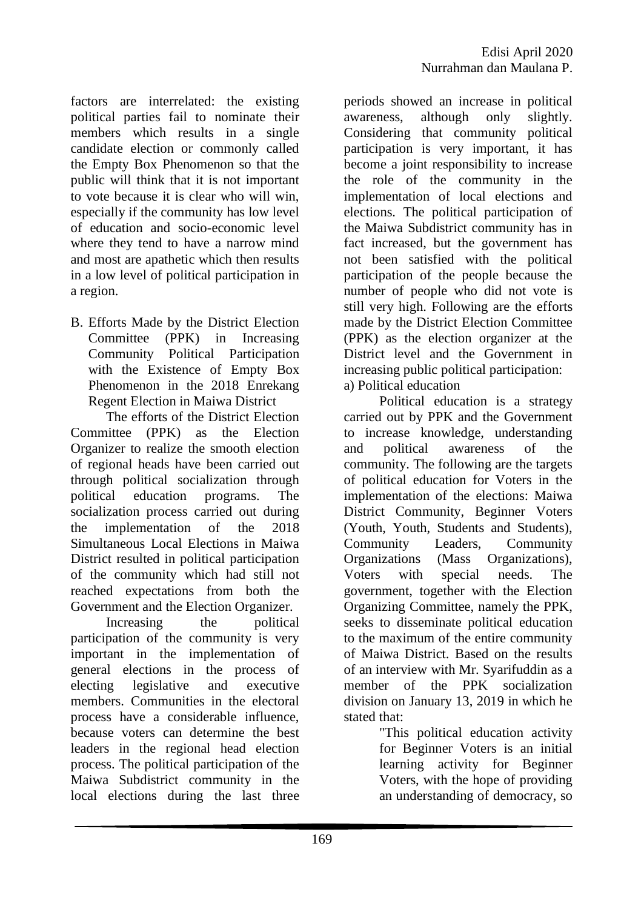factors are interrelated: the existing political parties fail to nominate their members which results in a single candidate election or commonly called the Empty Box Phenomenon so that the public will think that it is not important to vote because it is clear who will win, especially if the community has low level of education and socio-economic level where they tend to have a narrow mind and most are apathetic which then results in a low level of political participation in a region.

B. Efforts Made by the District Election Committee (PPK) in Increasing Community Political Participation with the Existence of Empty Box Phenomenon in the 2018 Enrekang Regent Election in Maiwa District

The efforts of the District Election Committee (PPK) as the Election Organizer to realize the smooth election of regional heads have been carried out through political socialization through political education programs. The socialization process carried out during the implementation of the 2018 Simultaneous Local Elections in Maiwa District resulted in political participation of the community which had still not reached expectations from both the Government and the Election Organizer.

Increasing the political participation of the community is very important in the implementation of general elections in the process of electing legislative and executive members. Communities in the electoral process have a considerable influence, because voters can determine the best leaders in the regional head election process. The political participation of the Maiwa Subdistrict community in the local elections during the last three periods showed an increase in political awareness, although only slightly. Considering that community political participation is very important, it has become a joint responsibility to increase the role of the community in the implementation of local elections and elections. The political participation of the Maiwa Subdistrict community has in fact increased, but the government has not been satisfied with the political participation of the people because the number of people who did not vote is still very high. Following are the efforts made by the District Election Committee (PPK) as the election organizer at the District level and the Government in increasing public political participation:

a) Political education

Political education is a strategy carried out by PPK and the Government to increase knowledge, understanding and political awareness of the community. The following are the targets of political education for Voters in the implementation of the elections: Maiwa District Community, Beginner Voters (Youth, Youth, Students and Students), Community Leaders, Community Organizations (Mass Organizations), Voters with special needs. The government, together with the Election Organizing Committee, namely the PPK, seeks to disseminate political education to the maximum of the entire community of Maiwa District. Based on the results of an interview with Mr. Syarifuddin as a member of the PPK socialization division on January 13, 2019 in which he stated that:

> "This political education activity for Beginner Voters is an initial learning activity for Beginner Voters, with the hope of providing an understanding of democracy, so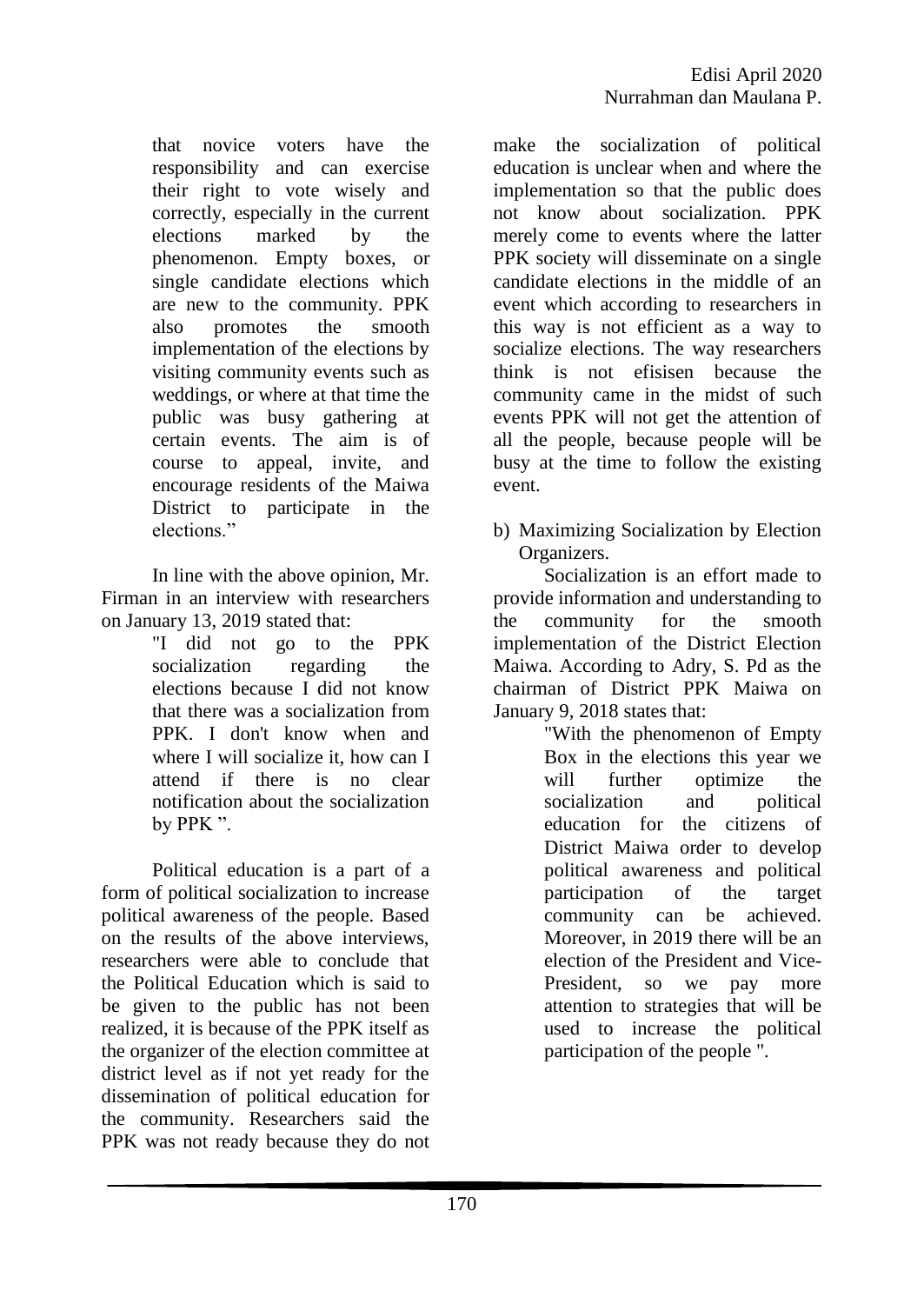that novice voters have the responsibility and can exercise their right to vote wisely and correctly, especially in the current elections marked by the phenomenon. Empty boxes, or single candidate elections which are new to the community. PPK also promotes the smooth implementation of the elections by visiting community events such as weddings, or where at that time the public was busy gathering at certain events. The aim is of course to appeal, invite, and encourage residents of the Maiwa District to participate in the elections."

In line with the above opinion, Mr. Firman in an interview with researchers on January 13, 2019 stated that:

> "I did not go to the PPK socialization regarding the elections because I did not know that there was a socialization from PPK. I don't know when and where I will socialize it, how can I attend if there is no clear notification about the socialization by PPK ".

Political education is a part of a form of political socialization to increase political awareness of the people. Based on the results of the above interviews, researchers were able to conclude that the Political Education which is said to be given to the public has not been realized, it is because of the PPK itself as the organizer of the election committee at district level as if not yet ready for the dissemination of political education for the community. Researchers said the PPK was not ready because they do not make the socialization of political education is unclear when and where the implementation so that the public does not know about socialization. PPK merely come to events where the latter PPK society will disseminate on a single candidate elections in the middle of an event which according to researchers in this way is not efficient as a way to socialize elections. The way researchers think is not efisisen because the community came in the midst of such events PPK will not get the attention of all the people, because people will be busy at the time to follow the existing event.

b) Maximizing Socialization by Election Organizers.

Socialization is an effort made to provide information and understanding to the community for the smooth implementation of the District Election Maiwa. According to Adry, S. Pd as the chairman of District PPK Maiwa on January 9, 2018 states that:

> "With the phenomenon of Empty Box in the elections this year we will further optimize the socialization and political education for the citizens of District Maiwa order to develop political awareness and political participation of the target community can be achieved. Moreover, in 2019 there will be an election of the President and Vice-President, so we pay more attention to strategies that will be used to increase the political participation of the people ".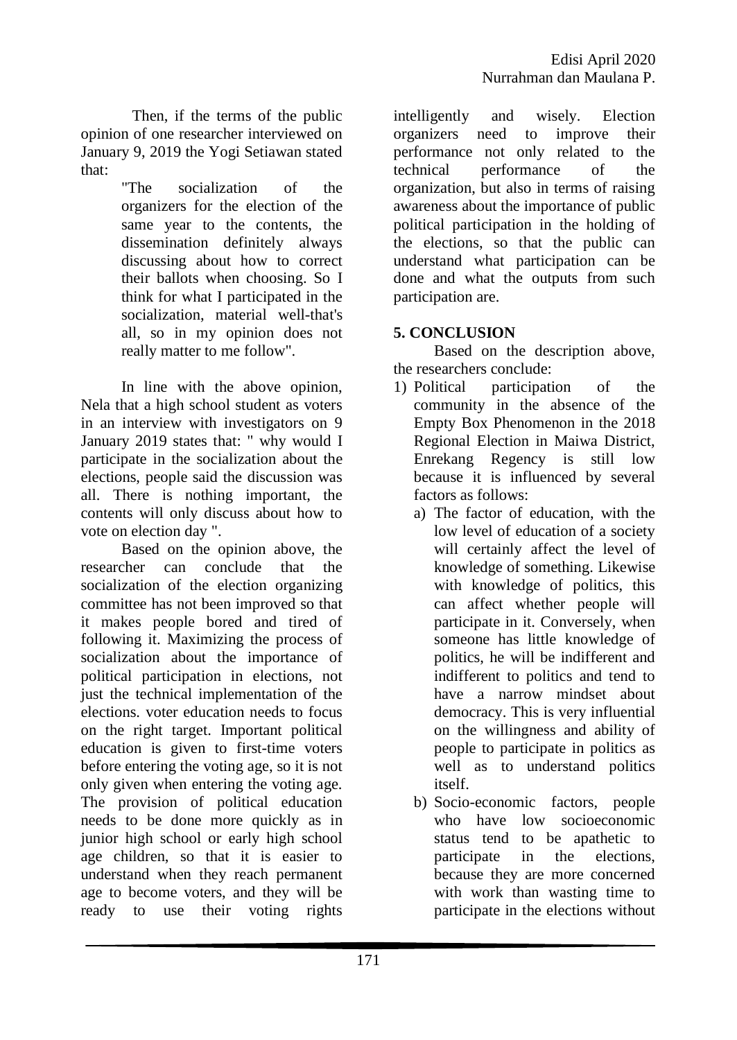Then, if the terms of the public opinion of one researcher interviewed on January 9, 2019 the Yogi Setiawan stated that:

> "The socialization of the organizers for the election of the same year to the contents, the dissemination definitely always discussing about how to correct their ballots when choosing. So I think for what I participated in the socialization, material well-that's all, so in my opinion does not really matter to me follow".

In line with the above opinion, Nela that a high school student as voters in an interview with investigators on 9 January 2019 states that: " why would I participate in the socialization about the elections, people said the discussion was all. There is nothing important, the contents will only discuss about how to vote on election day ".

Based on the opinion above, the researcher can conclude that the socialization of the election organizing committee has not been improved so that it makes people bored and tired of following it. Maximizing the process of socialization about the importance of political participation in elections, not just the technical implementation of the elections. voter education needs to focus on the right target. Important political education is given to first-time voters before entering the voting age, so it is not only given when entering the voting age. The provision of political education needs to be done more quickly as in junior high school or early high school age children, so that it is easier to understand when they reach permanent age to become voters, and they will be ready to use their voting rights intelligently and wisely. Election organizers need to improve their performance not only related to the technical performance of the organization, but also in terms of raising awareness about the importance of public political participation in the holding of the elections, so that the public can understand what participation can be done and what the outputs from such participation are.

## 5. CONCLUSION

Based on the description above, the researchers conclude:

1) Political participation of the community in the absence of the Empty Box Phenomenon in the 2018 Regional Election in Maiwa District, Enrekang Regency is still low because it is influenced by several factors as follows:
   a) The factor of education, with the low level of education of a society will certainly affect the level of knowledge of something. Likewise with knowledge of politics, this can affect whether people will participate in it. Conversely, when someone has little knowledge of politics, he will be indifferent and indifferent to politics and tend to have a narrow mindset about democracy. This is very influential on the willingness and ability of people to participate in politics as well as to understand politics itself.
   b) Socio-economic factors, people who have low socioeconomic status tend to be apathetic to participate in the elections, because they are more concerned with work than wasting time to participate in the elections without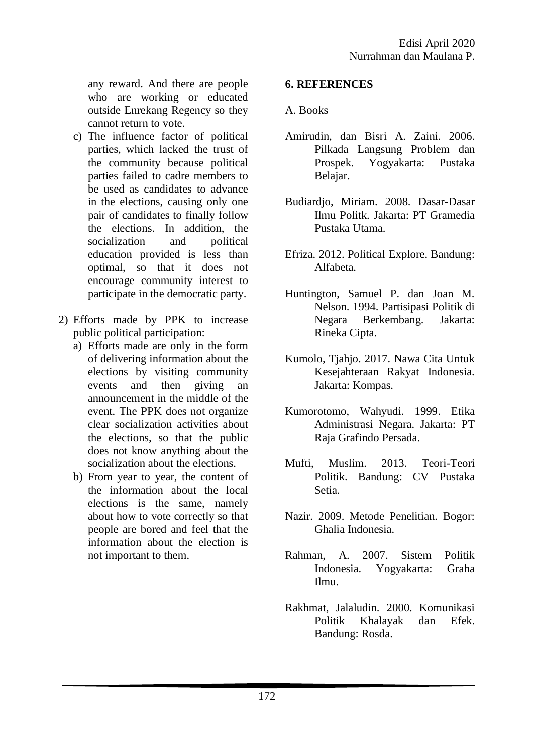any reward. And there are people who are working or educated outside Enrekang Regency so they cannot return to vote.

   c) The influence factor of political parties, which lacked the trust of the community because political parties failed to cadre members to be used as candidates to advance in the elections, causing only one pair of candidates to finally follow the elections. In addition, the socialization and political education provided is less than optimal, so that it does not encourage community interest to participate in the democratic party.

2) Efforts made by PPK to increase public political participation:
   a) Efforts made are only in the form of delivering information about the elections by visiting community events and then giving an announcement in the middle of the event. The PPK does not organize clear socialization activities about the elections, so that the public does not know anything about the socialization about the elections.
   b) From year to year, the content of the information about the local elections is the same, namely about how to vote correctly so that people are bored and feel that the information about the election is not important to them.

**6. REFERENCES**

A. Books

Amirudin, dan Bisri A. Zaini. 2006. Pilkada Langsung Problem dan Prospek. Yogyakarta: Pustaka Belajar.

Budiardjo, Miriam. 2008. Dasar-Dasar Ilmu Politk. Jakarta: PT Gramedia Pustaka Utama.

Efriza. 2012. Political Explore. Bandung: Alfabeta.

Huntington, Samuel P. dan Joan M. Nelson. 1994. Partisipasi Politik di Negara Berkembang. Jakarta: Rineka Cipta.

Kumolo, Tjahjo. 2017. Nawa Cita Untuk Kesejahteraan Rakyat Indonesia. Jakarta: Kompas.

Kumorotomo, Wahyudi. 1999. Etika Administrasi Negara. Jakarta: PT Raja Grafindo Persada.

Mufti, Muslim. 2013. Teori-Teori Politik. Bandung: CV Pustaka Setia.

Nazir. 2009. Metode Penelitian. Bogor: Ghalia Indonesia.

Rahman, A. 2007. Sistem Politik Indonesia. Yogyakarta: Graha Ilmu.

Rakhmat, Jalaludin. 2000. Komunikasi Politik Khalayak dan Efek. Bandung: Rosda.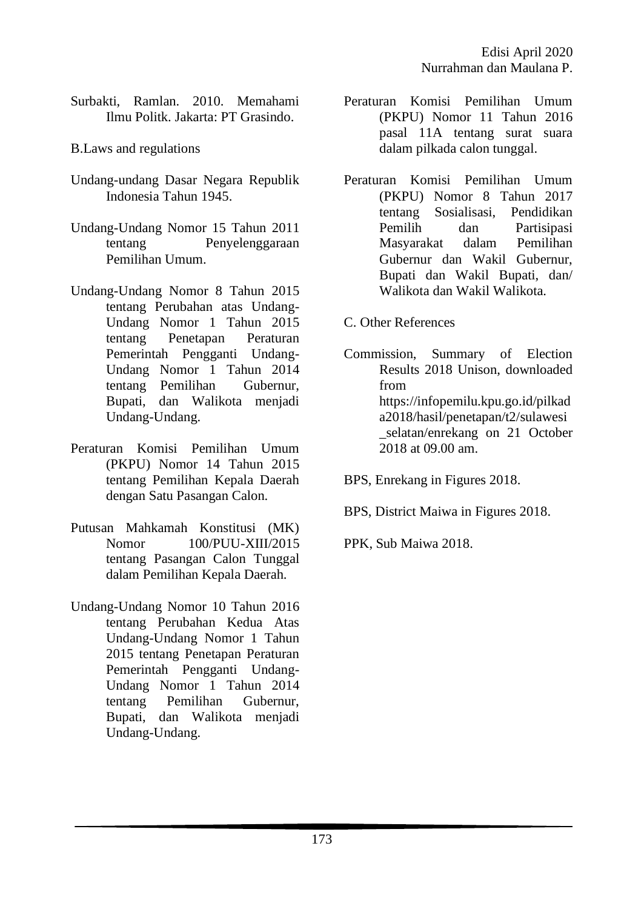Surbakti, Ramlan. 2010. Memahami Ilmu Politk. Jakarta: PT Grasindo.

B.Laws and regulations

Undang-undang Dasar Negara Republik Indonesia Tahun 1945.

Undang-Undang Nomor 15 Tahun 2011 tentang Penyelenggaraan Pemilihan Umum.

Undang-Undang Nomor 8 Tahun 2015 tentang Perubahan atas Undang-Undang Nomor 1 Tahun 2015 tentang Penetapan Peraturan Pemerintah Pengganti Undang-Undang Nomor 1 Tahun 2014 tentang Pemilihan Gubernur, Bupati, dan Walikota menjadi Undang-Undang.

Peraturan Komisi Pemilihan Umum (PKPU) Nomor 14 Tahun 2015 tentang Pemilihan Kepala Daerah dengan Satu Pasangan Calon.

Putusan Mahkamah Konstitusi (MK) Nomor 100/PUU-XIII/2015 tentang Pasangan Calon Tunggal dalam Pemilihan Kepala Daerah.

Undang-Undang Nomor 10 Tahun 2016 tentang Perubahan Kedua Atas Undang-Undang Nomor 1 Tahun 2015 tentang Penetapan Peraturan Pemerintah Pengganti Undang-Undang Nomor 1 Tahun 2014 tentang Pemilihan Gubernur, Bupati, dan Walikota menjadi Undang-Undang.

Peraturan Komisi Pemilihan Umum (PKPU) Nomor 11 Tahun 2016 pasal 11A tentang surat suara dalam pilkada calon tunggal.

Peraturan Komisi Pemilihan Umum (PKPU) Nomor 8 Tahun 2017 tentang Sosialisasi, Pendidikan Pemilih dan Partisipasi Masyarakat dalam Pemilihan Gubernur dan Wakil Gubernur, Bupati dan Wakil Bupati, dan/ Walikota dan Wakil Walikota.

C. Other References

Commission, Summary of Election Results 2018 Unison, downloaded from https://infopemilu.kpu.go.id/pilkada2018/hasil/penetapan/t2/sulawesi_selatan/enrekang on 21 October 2018 at 09.00 am.

BPS, Enrekang in Figures 2018.

BPS, District Maiwa in Figures 2018.

PPK, Sub Maiwa 2018.